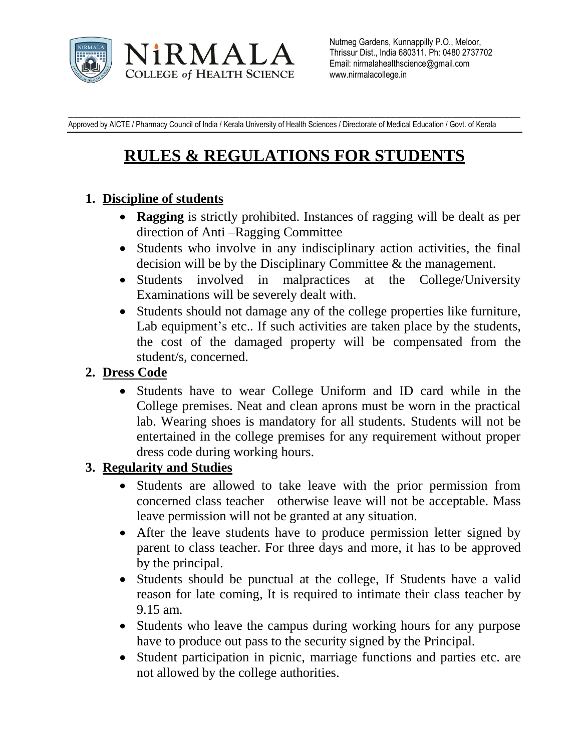NiRMALA COLLEGE of HEALTH SCIENCE

Nutmeg Gardens, Kunnappilly P.O., Meloor, Thrissur Dist., India 680311. Ph: 0480 2737702
Email: nirmalahealthscience@gmail.com
www.nirmalacollege.in

Approved by AICTE / Pharmacy Council of India / Kerala University of Health Sciences / Directorate of Medical Education / Govt. of Kerala

# RULES & REGULATIONS FOR STUDENTS

1. **Discipline of students**
   - **Ragging** is strictly prohibited. Instances of ragging will be dealt as per direction of Anti –Ragging Committee
   - Students who involve in any indisciplinary action activities, the final decision will be by the Disciplinary Committee & the management.
   - Students involved in malpractices at the College/University Examinations will be severely dealt with.
   - Students should not damage any of the college properties like furniture, Lab equipment's etc.. If such activities are taken place by the students, the cost of the damaged property will be compensated from the student/s, concerned.
2. **Dress Code**
   - Students have to wear College Uniform and ID card while in the College premises. Neat and clean aprons must be worn in the practical lab. Wearing shoes is mandatory for all students. Students will not be entertained in the college premises for any requirement without proper dress code during working hours.
3. **Regularity and Studies**
   - Students are allowed to take leave with the prior permission from concerned class teacher otherwise leave will not be acceptable. Mass leave permission will not be granted at any situation.
   - After the leave students have to produce permission letter signed by parent to class teacher. For three days and more, it has to be approved by the principal.
   - Students should be punctual at the college, If Students have a valid reason for late coming, It is required to intimate their class teacher by 9.15 am.
   - Students who leave the campus during working hours for any purpose have to produce out pass to the security signed by the Principal.
   - Student participation in picnic, marriage functions and parties etc. are not allowed by the college authorities.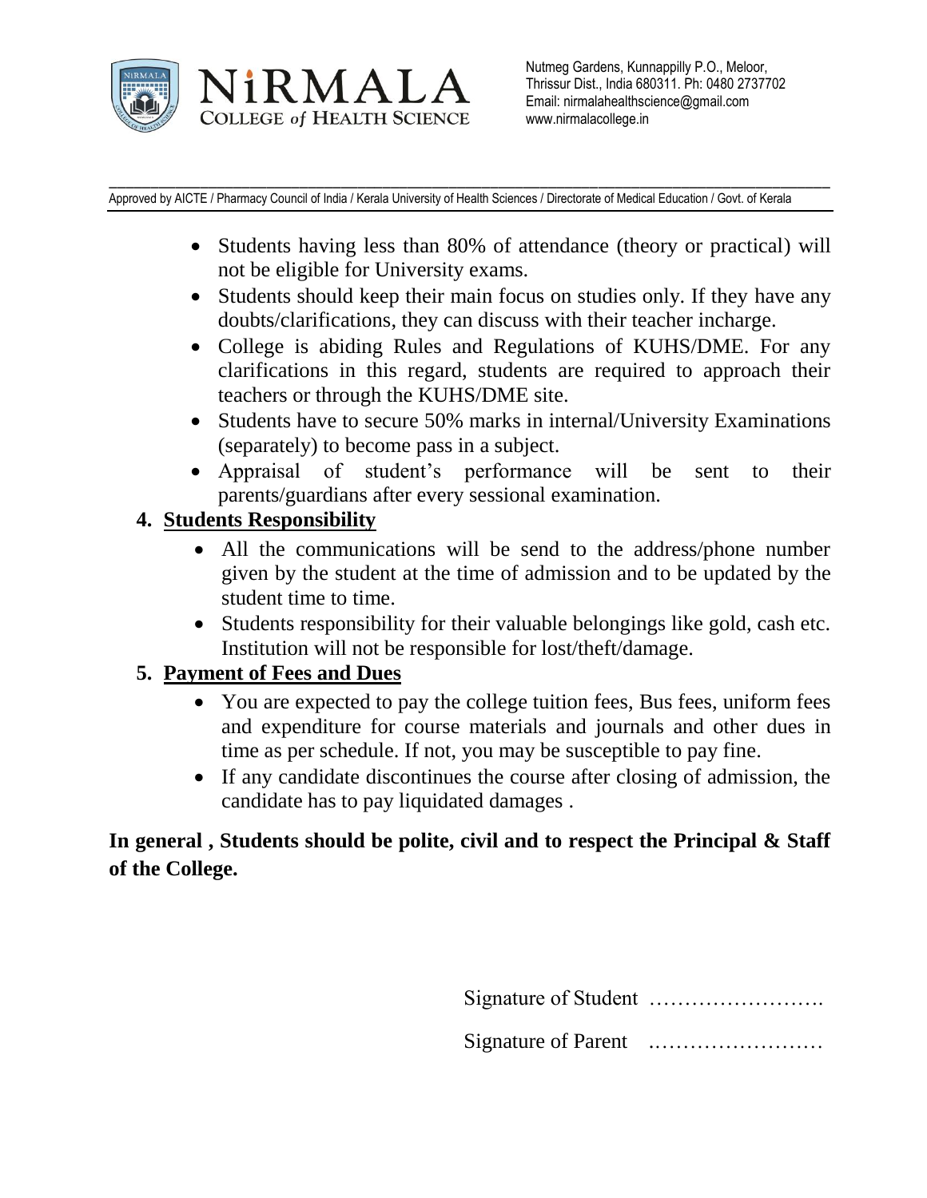- Students having less than 80% of attendance (theory or practical) will not be eligible for University exams.
- Students should keep their main focus on studies only. If they have any doubts/clarifications, they can discuss with their teacher incharge.
- College is abiding Rules and Regulations of KUHS/DME. For any clarifications in this regard, students are required to approach their teachers or through the KUHS/DME site.
- Students have to secure 50% marks in internal/University Examinations (separately) to become pass in a subject.
- Appraisal of student's performance will be sent to their parents/guardians after every sessional examination.

**4. Students Responsibility**

- All the communications will be send to the address/phone number given by the student at the time of admission and to be updated by the student time to time.
- Students responsibility for their valuable belongings like gold, cash etc. Institution will not be responsible for lost/theft/damage.

**5. Payment of Fees and Dues**

- You are expected to pay the college tuition fees, Bus fees, uniform fees and expenditure for course materials and journals and other dues in time as per schedule. If not, you may be susceptible to pay fine.
- If any candidate discontinues the course after closing of admission, the candidate has to pay liquidated damages .

**In general , Students should be polite, civil and to respect the Principal & Staff of the College.**

Signature of Student …………………….

Signature of Parent …………………….